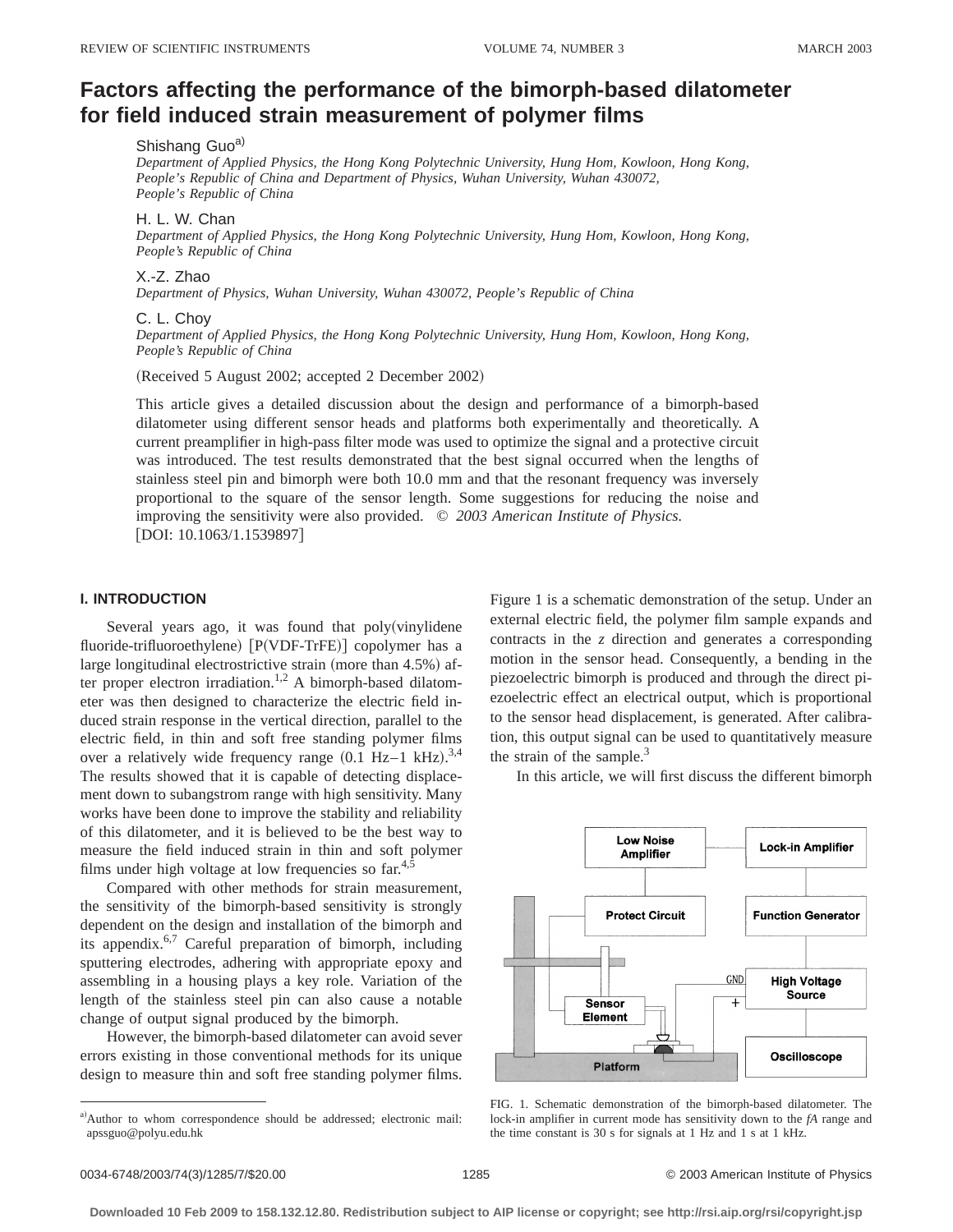# Factors affecting the performance of the bimorph-based dilatometer for field induced strain measurement of polymer films

Shishang Guo[a)]

*Department of Applied Physics, the Hong Kong Polytechnic University, Hung Hom, Kowloon, Hong Kong, People's Republic of China and Department of Physics, Wuhan University, Wuhan 430072, People's Republic of China*

H. L. W. Chan

*Department of Applied Physics, the Hong Kong Polytechnic University, Hung Hom, Kowloon, Hong Kong, People's Republic of China*

X.-Z. Zhao

*Department of Physics, Wuhan University, Wuhan 430072, People's Republic of China*

C. L. Choy

*Department of Applied Physics, the Hong Kong Polytechnic University, Hung Hom, Kowloon, Hong Kong, People's Republic of China*

(Received 5 August 2002; accepted 2 December 2002)

This article gives a detailed discussion about the design and performance of a bimorph-based dilatometer using different sensor heads and platforms both experimentally and theoretically. A current preamplifier in high-pass filter mode was used to optimize the signal and a protective circuit was introduced. The test results demonstrated that the best signal occurred when the lengths of stainless steel pin and bimorph were both 10.0 mm and that the resonant frequency was inversely proportional to the square of the sensor length. Some suggestions for reducing the noise and improving the sensitivity were also provided. © *2003 American Institute of Physics.* [DOI: 10.1063/1.1539897]

## I. INTRODUCTION

Several years ago, it was found that poly(vinylidene fluoride-trifluoroethylene) [P(VDF-TrFE)] copolymer has a large longitudinal electrostrictive strain (more than 4.5%) after proper electron irradiation.[1,2] A bimorph-based dilatometer was then designed to characterize the electric field induced strain response in the vertical direction, parallel to the electric field, in thin and soft free standing polymer films over a relatively wide frequency range (0.1 Hz–1 kHz).[3,4] The results showed that it is capable of detecting displacement down to subangstrom range with high sensitivity. Many works have been done to improve the stability and reliability of this dilatometer, and it is believed to be the best way to measure the field induced strain in thin and soft polymer films under high voltage at low frequencies so far.[4,5]

Compared with other methods for strain measurement, the sensitivity of the bimorph-based sensitivity is strongly dependent on the design and installation of the bimorph and its appendix.[6,7] Careful preparation of bimorph, including sputtering electrodes, adhering with appropriate epoxy and assembling in a housing plays a key role. Variation of the length of the stainless steel pin can also cause a notable change of output signal produced by the bimorph.

However, the bimorph-based dilatometer can avoid sever errors existing in those conventional methods for its unique design to measure thin and soft free standing polymer films. Figure 1 is a schematic demonstration of the setup. Under an external electric field, the polymer film sample expands and contracts in the *z* direction and generates a corresponding motion in the sensor head. Consequently, a bending in the piezoelectric bimorph is produced and through the direct piezoelectric effect an electrical output, which is proportional to the sensor head displacement, is generated. After calibration, this output signal can be used to quantitatively measure the strain of the sample.[3]

In this article, we will first discuss the different bimorph

FIG. 1. Schematic demonstration of the bimorph-based dilatometer. The lock-in amplifier in current mode has sensitivity down to the *fA* range and the time constant is 30 s for signals at 1 Hz and 1 s at 1 kHz.

[a)]Author to whom correspondence should be addressed; electronic mail: apssguo@polyu.edu.hk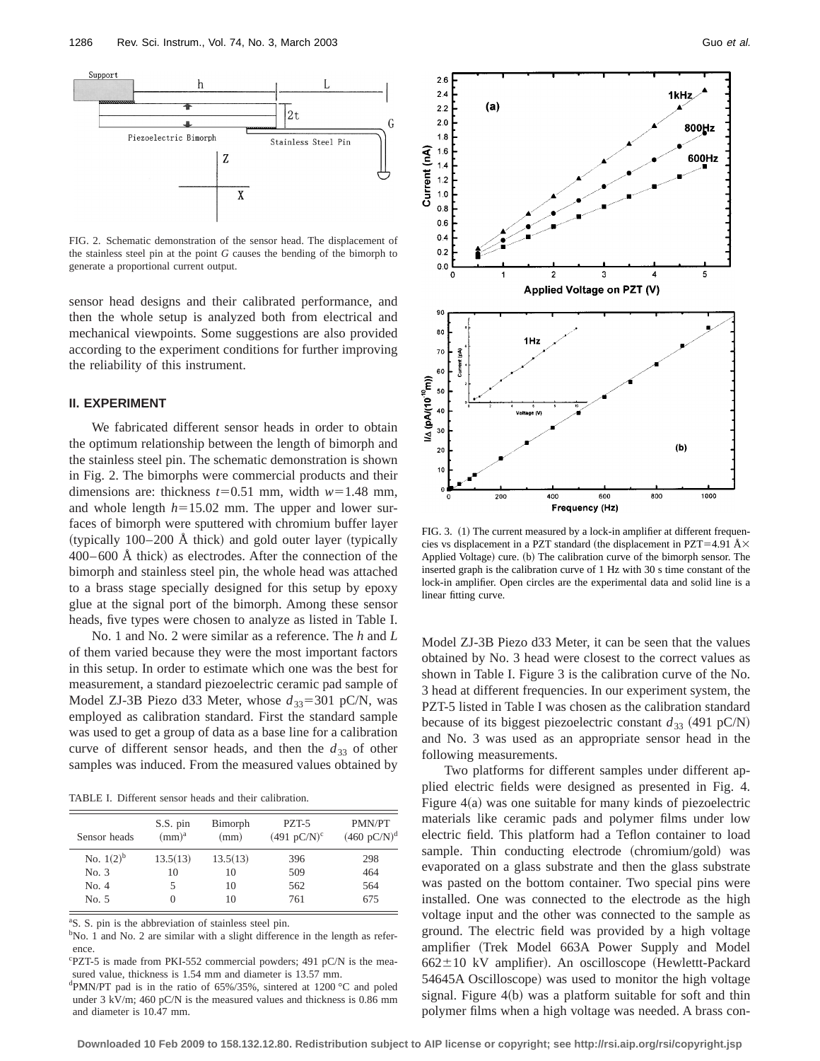FIG. 2. Schematic demonstration of the sensor head. The displacement of the stainless steel pin at the point $G$ causes the bending of the bimorph to generate a proportional current output.

sensor head designs and their calibrated performance, and then the whole setup is analyzed both from electrical and mechanical viewpoints. Some suggestions are also provided according to the experiment conditions for further improving the reliability of this instrument.

## II. EXPERIMENT

We fabricated different sensor heads in order to obtain the optimum relationship between the length of bimorph and the stainless steel pin. The schematic demonstration is shown in Fig. 2. The bimorphs were commercial products and their dimensions are: thickness $t=0.51$ mm, width $w=1.48$ mm, and whole length $h=15.02$ mm. The upper and lower surfaces of bimorph were sputtered with chromium buffer layer (typically 100–200 Å thick) and gold outer layer (typically 400–600 Å thick) as electrodes. After the connection of the bimorph and stainless steel pin, the whole head was attached to a brass stage specially designed for this setup by epoxy glue at the signal port of the bimorph. Among these sensor heads, five types were chosen to analyze as listed in Table I.

No. 1 and No. 2 were similar as a reference. The $h$ and $L$ of them varied because they were the most important factors in this setup. In order to estimate which one was the best for measurement, a standard piezoelectric ceramic pad sample of Model ZJ-3B Piezo d33 Meter, whose $d_{33}=301$ pC/N, was employed as calibration standard. First the standard sample was used to get a group of data as a base line for a calibration curve of different sensor heads, and then the $d_{33}$ of other samples was induced. From the measured values obtained by Model ZJ-3B Piezo d33 Meter, it can be seen that the values obtained by No. 3 head were closest to the correct values as shown in Table I. Figure 3 is the calibration curve of the No. 3 head at different frequencies. In our experiment system, the PZT-5 listed in Table I was chosen as the calibration standard because of its biggest piezoelectric constant $d_{33}$ (491 pC/N) and No. 3 was used as an appropriate sensor head in the following measurements.

TABLE I. Different sensor heads and their calibration.

| Sensor heads | S.S. pin (mm)[a] | Bimorph (mm) | PZT-5 (491 pC/N)[c] | PMN/PT (460 pC/N)[d] |
|---|---|---|---|---|
| No. 1(2)[b] | 13.5(13) | 13.5(13) | 396 | 298 |
| No. 3 | 10 | 10 | 509 | 464 |
| No. 4 | 5 | 10 | 562 | 564 |
| No. 5 | 0 | 10 | 761 | 675 |

[a]S. S. pin is the abbreviation of stainless steel pin.
[b]No. 1 and No. 2 are similar with a slight difference in the length as reference.
[c]PZT-5 is made from PKI-552 commercial powders; 491 pC/N is the measured value, thickness is 1.54 mm and diameter is 13.57 mm.
[d]PMN/PT pad is in the ratio of 65%/35%, sintered at 1200 °C and poled under 3 kV/m; 460 pC/N is the measured values and thickness is 0.86 mm and diameter is 10.47 mm.

FIG. 3. (1) The current measured by a lock-in amplifier at different frequencies vs displacement in a PZT standard (the displacement in PZT=4.91 Å× Applied Voltage) cure. (b) The calibration curve of the bimorph sensor. The inserted graph is the calibration curve of 1 Hz with 30 s time constant of the lock-in amplifier. Open circles are the experimental data and solid line is a linear fitting curve.

Two platforms for different samples under different applied electric fields were designed as presented in Fig. 4. Figure 4(a) was one suitable for many kinds of piezoelectric materials like ceramic pads and polymer films under low electric field. This platform had a Teflon container to load sample. Thin conducting electrode (chromium/gold) was evaporated on a glass substrate and then the glass substrate was pasted on the bottom container. Two special pins were installed. One was connected to the electrode as the high voltage input and the other was connected to the sample as ground. The electric field was provided by a high voltage amplifier (Trek Model 663A Power Supply and Model 662±10 kV amplifier). An oscilloscope (Hewlettt-Packard 54645A Oscilloscope) was used to monitor the high voltage signal. Figure 4(b) was a platform suitable for soft and thin polymer films when a high voltage was needed. A brass con-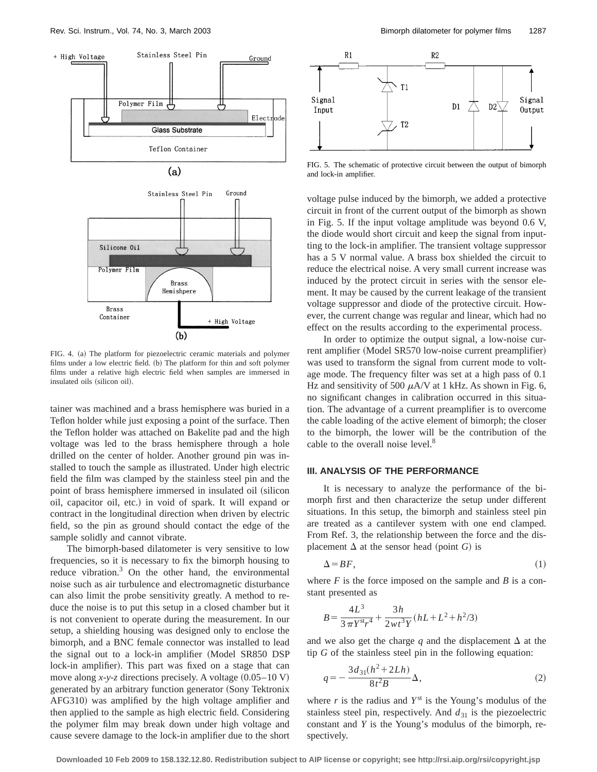FIG. 4. (a) The platform for piezoelectric ceramic materials and polymer films under a low electric field. (b) The platform for thin and soft polymer films under a relative high electric field when samples are immersed in insulated oils (silicon oil).

tainer was machined and a brass hemisphere was buried in a Teflon holder while just exposing a point of the surface. Then the Teflon holder was attached on Bakelite pad and the high voltage was led to the brass hemisphere through a hole drilled on the center of holder. Another ground pin was installed to touch the sample as illustrated. Under high electric field the film was clamped by the stainless steel pin and the point of brass hemisphere immersed in insulated oil (silicon oil, capacitor oil, etc.) in void of spark. It will expand or contract in the longitudinal direction when driven by electric field, so the pin as ground should contact the edge of the sample solidly and cannot vibrate.

The bimorph-based dilatometer is very sensitive to low frequencies, so it is necessary to fix the bimorph housing to reduce vibration.[3] On the other hand, the environmental noise such as air turbulence and electromagnetic disturbance can also limit the probe sensitivity greatly. A method to reduce the noise is to put this setup in a closed chamber but it is not convenient to operate during the measurement. In our setup, a shielding housing was designed only to enclose the bimorph, and a BNC female connector was installed to lead the signal out to a lock-in amplifier (Model SR850 DSP lock-in amplifier). This part was fixed on a stage that can move along *x-y-z* directions precisely. A voltage (0.05–10 V) generated by an arbitrary function generator (Sony Tektronix AFG310) was amplified by the high voltage amplifier and then applied to the sample as high electric field. Considering the polymer film may break down under high voltage and cause severe damage to the lock-in amplifier due to the short voltage pulse induced by the bimorph, we added a protective circuit in front of the current output of the bimorph as shown in Fig. 5. If the input voltage amplitude was beyond 0.6 V, the diode would short circuit and keep the signal from inputting to the lock-in amplifier. The transient voltage suppressor has a 5 V normal value. A brass box shielded the circuit to reduce the electrical noise. A very small current increase was induced by the protect circuit in series with the sensor element. It may be caused by the current leakage of the transient voltage suppressor and diode of the protective circuit. However, the current change was regular and linear, which had no effect on the results according to the experimental process.

FIG. 5. The schematic of protective circuit between the output of bimorph and lock-in amplifier.

In order to optimize the output signal, a low-noise current amplifier (Model SR570 low-noise current preamplifier) was used to transform the signal from current mode to voltage mode. The frequency filter was set at a high pass of 0.1 Hz and sensitivity of 500 $\mu$A/V at 1 kHz. As shown in Fig. 6, no significant changes in calibration occurred in this situation. The advantage of a current preamplifier is to overcome the cable loading of the active element of bimorph; the closer to the bimorph, the lower will be the contribution of the cable to the overall noise level.[8]

### III. ANALYSIS OF THE PERFORMANCE

It is necessary to analyze the performance of the bimorph first and then characterize the setup under different situations. In this setup, the bimorph and stainless steel pin are treated as a cantilever system with one end clamped. From Ref. 3, the relationship between the force and the displacement $\Delta$ at the sensor head (point $G$) is

$$\Delta = BF, \tag{1}$$

where $F$ is the force imposed on the sample and $B$ is a constant presented as

$$B = \frac{4L^3}{3\pi Y^{st} r^4} + \frac{3h}{2wt^3 Y}(hL + L^2 + h^2/3)$$

and we also get the charge $q$ and the displacement $\Delta$ at the tip $G$ of the stainless steel pin in the following equation:

$$q = -\frac{3d_{31}(h^2 + 2Lh)}{8t^2 B}\Delta, \tag{2}$$

where $r$ is the radius and $Y^{st}$ is the Young's modulus of the stainless steel pin, respectively. And $d_{31}$ is the piezoelectric constant and $Y$ is the Young's modulus of the bimorph, respectively.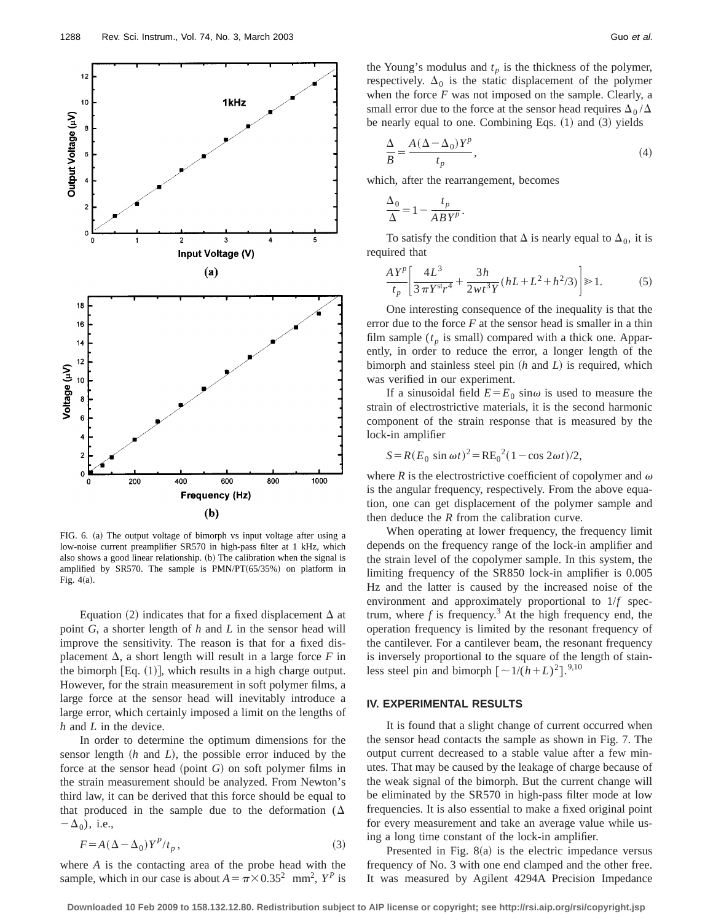FIG. 6. (a) The output voltage of bimorph vs input voltage after using a low-noise current preamplifier SR570 in high-pass filter at 1 kHz, which also shows a good linear relationship. (b) The calibration when the signal is amplified by SR570. The sample is PMN/PT(65/35%) on platform in Fig. 4(a).

Equation (2) indicates that for a fixed displacement $\Delta$ at point $G$, a shorter length of $h$ and $L$ in the sensor head will improve the sensitivity. The reason is that for a fixed displacement $\Delta$, a short length will result in a large force $F$ in the bimorph [Eq. (1)], which results in a high charge output. However, for the strain measurement in soft polymer films, a large force at the sensor head will inevitably introduce a large error, which certainly imposed a limit on the lengths of $h$ and $L$ in the device.

In order to determine the optimum dimensions for the sensor length ($h$ and $L$), the possible error induced by the force at the sensor head (point $G$) on soft polymer films in the strain measurement should be analyzed. From Newton's third law, it can be derived that this force should be equal to that produced in the sample due to the deformation ($\Delta - \Delta_0$), i.e.,

$$F = A(\Delta - \Delta_0)Y^P/t_p, \tag{3}$$

where $A$ is the contacting area of the probe head with the sample, which in our case is about $A = \pi \times 0.35^2$ mm$^2$, $Y^P$ is the Young's modulus and $t_p$ is the thickness of the polymer, respectively. $\Delta_0$ is the static displacement of the polymer when the force $F$ was not imposed on the sample. Clearly, a small error due to the force at the sensor head requires $\Delta_0/\Delta$ be nearly equal to one. Combining Eqs. (1) and (3) yields

$$\frac{\Delta}{B} = \frac{A(\Delta - \Delta_0)Y^p}{t_p}, \tag{4}$$

which, after the rearrangement, becomes

$$\frac{\Delta_0}{\Delta} = 1 - \frac{t_p}{ABY^p}.$$

To satisfy the condition that $\Delta$ is nearly equal to $\Delta_0$, it is required that

$$\frac{AY^p}{t_p}\left[\frac{4L^3}{3\pi Y^{\rm st} r^4} + \frac{3h}{2wt^3 Y}(hL + L^2 + h^2/3)\right] \gg 1. \tag{5}$$

One interesting consequence of the inequality is that the error due to the force $F$ at the sensor head is smaller in a thin film sample ($t_p$ is small) compared with a thick one. Apparently, in order to reduce the error, a longer length of the bimorph and stainless steel pin ($h$ and $L$) is required, which was verified in our experiment.

If a sinusoidal field $E = E_0 \sin\omega$ is used to measure the strain of electrostrictive materials, it is the second harmonic component of the strain response that is measured by the lock-in amplifier

$$S = R(E_0 \sin \omega t)^2 = \mathrm{R}E_0{}^2(1 - \cos 2\omega t)/2,$$

where $R$ is the electrostrictive coefficient of copolymer and $\omega$ is the angular frequency, respectively. From the above equation, one can get displacement of the polymer sample and then deduce the $R$ from the calibration curve.

When operating at lower frequency, the frequency limit depends on the frequency range of the lock-in amplifier and the strain level of the copolymer sample. In this system, the limiting frequency of the SR850 lock-in amplifier is 0.005 Hz and the latter is caused by the increased noise of the environment and approximately proportional to $1/f$ spectrum, where $f$ is frequency.[3] At the high frequency end, the operation frequency is limited by the resonant frequency of the cantilever. For a cantilever beam, the resonant frequency is inversely proportional to the square of the length of stainless steel pin and bimorph [$\sim 1/(h+L)^2$].[9,10]

## IV. EXPERIMENTAL RESULTS

It is found that a slight change of current occurred when the sensor head contacts the sample as shown in Fig. 7. The output current decreased to a stable value after a few minutes. That may be caused by the leakage of charge because of the weak signal of the bimorph. But the current change will be eliminated by the SR570 in high-pass filter mode at low frequencies. It is also essential to make a fixed original point for every measurement and take an average value while using a long time constant of the lock-in amplifier.

Presented in Fig. 8(a) is the electric impedance versus frequency of No. 3 with one end clamped and the other free. It was measured by Agilent 4294A Precision Impedance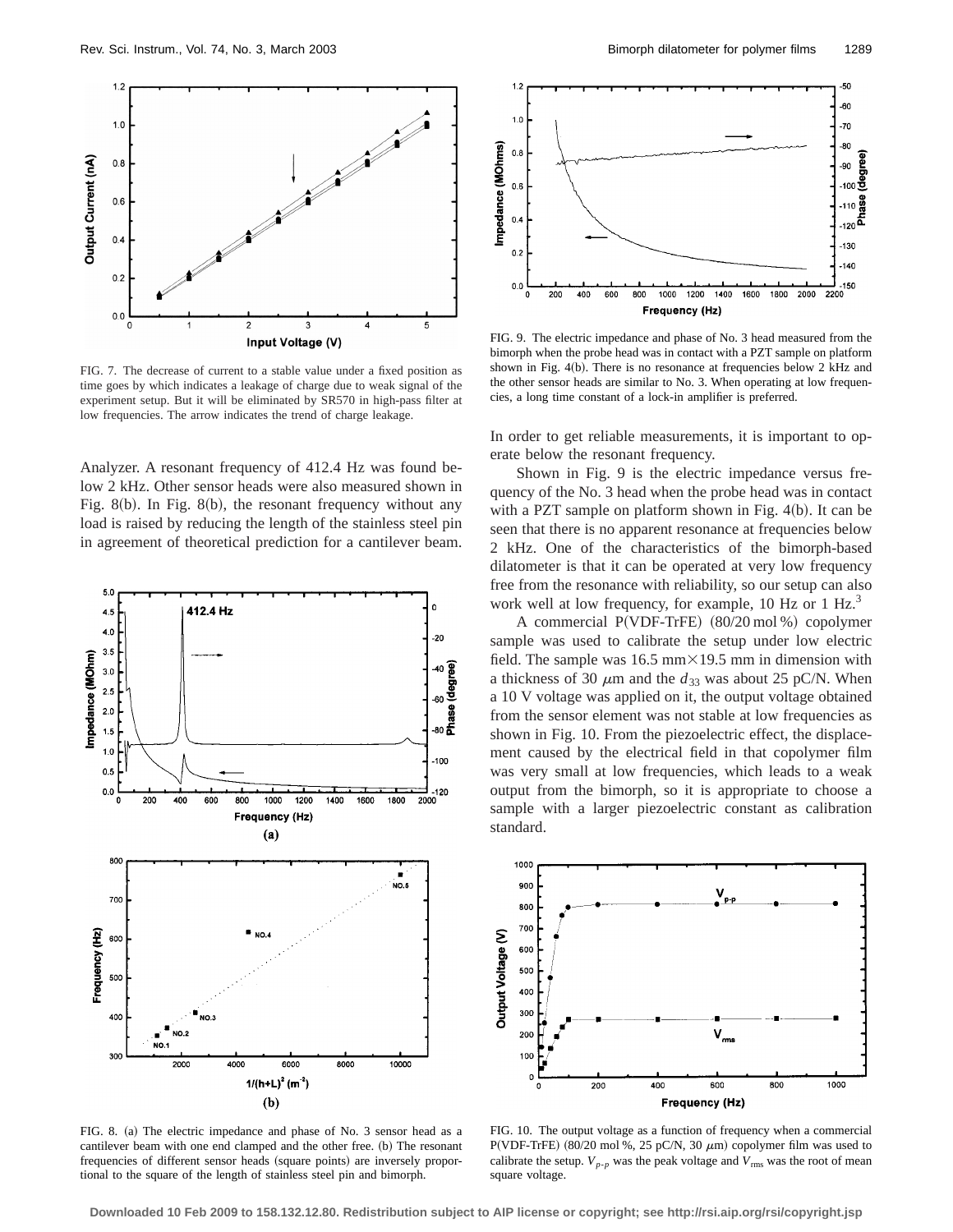FIG. 7. The decrease of current to a stable value under a fixed position as time goes by which indicates a leakage of charge due to weak signal of the experiment setup. But it will be eliminated by SR570 in high-pass filter at low frequencies. The arrow indicates the trend of charge leakage.

Analyzer. A resonant frequency of 412.4 Hz was found below 2 kHz. Other sensor heads were also measured shown in Fig. 8(b). In Fig. 8(b), the resonant frequency without any load is raised by reducing the length of the stainless steel pin in agreement of theoretical prediction for a cantilever beam.

FIG. 8. (a) The electric impedance and phase of No. 3 sensor head as a cantilever beam with one end clamped and the other free. (b) The resonant frequencies of different sensor heads (square points) are inversely proportional to the square of the length of stainless steel pin and bimorph.

FIG. 9. The electric impedance and phase of No. 3 head measured from the bimorph when the probe head was in contact with a PZT sample on platform shown in Fig. 4(b). There is no resonance at frequencies below 2 kHz and the other sensor heads are similar to No. 3. When operating at low frequencies, a long time constant of a lock-in amplifier is preferred.

In order to get reliable measurements, it is important to operate below the resonant frequency.

Shown in Fig. 9 is the electric impedance versus frequency of the No. 3 head when the probe head was in contact with a PZT sample on platform shown in Fig. 4(b). It can be seen that there is no apparent resonance at frequencies below 2 kHz. One of the characteristics of the bimorph-based dilatometer is that it can be operated at very low frequency free from the resonance with reliability, so our setup can also work well at low frequency, for example, 10 Hz or 1 Hz.[3]

A commercial P(VDF-TrFE) (80/20 mol %) copolymer sample was used to calibrate the setup under low electric field. The sample was 16.5 mm×19.5 mm in dimension with a thickness of 30 $\mu$m and the $d_{33}$ was about 25 pC/N. When a 10 V voltage was applied on it, the output voltage obtained from the sensor element was not stable at low frequencies as shown in Fig. 10. From the piezoelectric effect, the displacement caused by the electrical field in that copolymer film was very small at low frequencies, which leads to a weak output from the bimorph, so it is appropriate to choose a sample with a larger piezoelectric constant as calibration standard.

FIG. 10. The output voltage as a function of frequency when a commercial P(VDF-TrFE) (80/20 mol %, 25 pC/N, 30 $\mu$m) copolymer film was used to calibrate the setup. $V_{p-p}$ was the peak voltage and $V_{\mathrm{rms}}$ was the root of mean square voltage.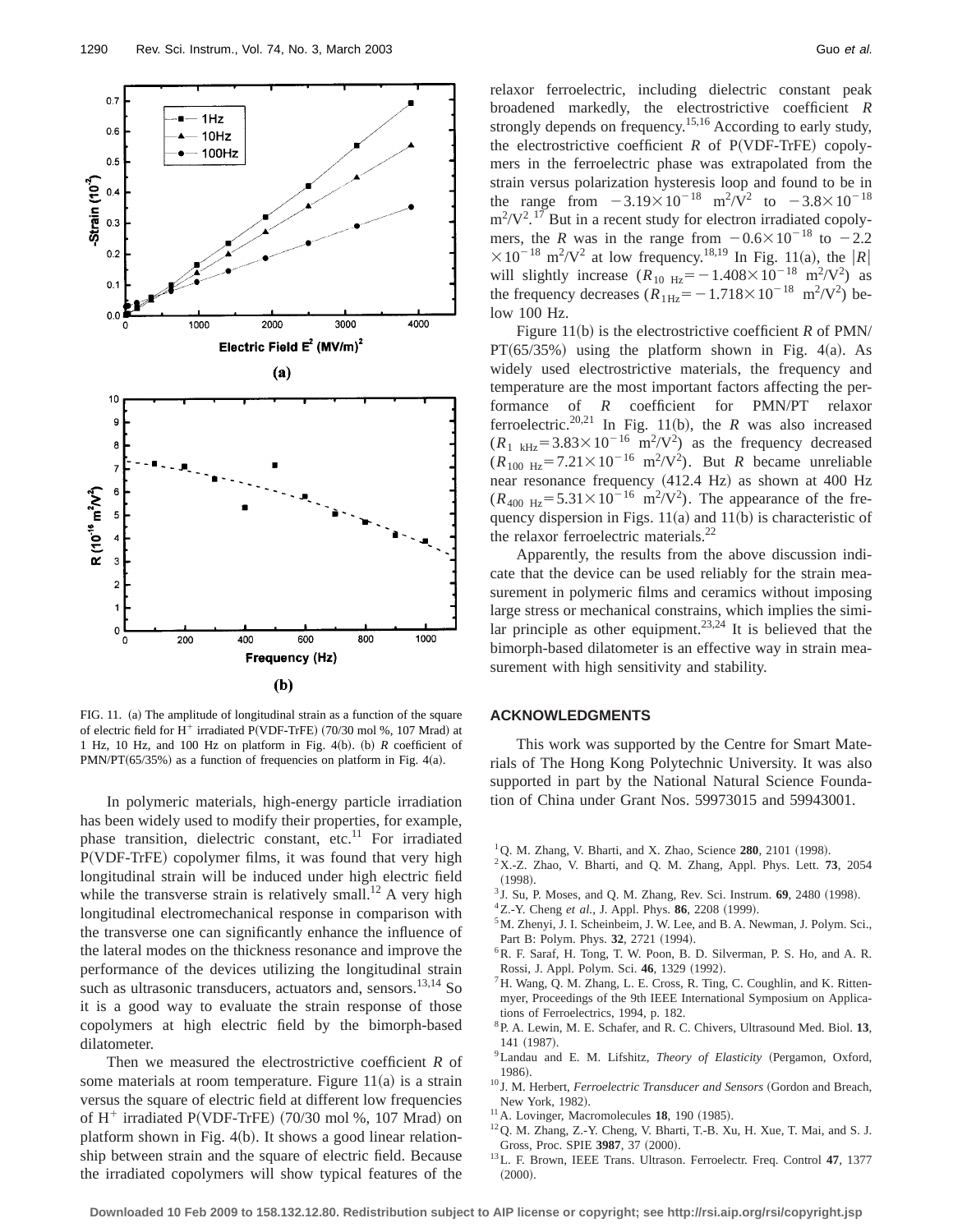FIG. 11. (a) The amplitude of longitudinal strain as a function of the square of electric field for $H^+$ irradiated P(VDF-TrFE) (70/30 mol %, 107 Mrad) at 1 Hz, 10 Hz, and 100 Hz on platform in Fig. 4(b). (b) $R$ coefficient of PMN/PT(65/35%) as a function of frequencies on platform in Fig. 4(a).

In polymeric materials, high-energy particle irradiation has been widely used to modify their properties, for example, phase transition, dielectric constant, etc.[11] For irradiated P(VDF-TrFE) copolymer films, it was found that very high longitudinal strain will be induced under high electric field while the transverse strain is relatively small.[12] A very high longitudinal electromechanical response in comparison with the transverse one can significantly enhance the influence of the lateral modes on the thickness resonance and improve the performance of the devices utilizing the longitudinal strain such as ultrasonic transducers, actuators and, sensors.[13,14] So it is a good way to evaluate the strain response of those copolymers at high electric field by the bimorph-based dilatometer.

Then we measured the electrostrictive coefficient $R$ of some materials at room temperature. Figure 11(a) is a strain versus the square of electric field at different low frequencies of $H^+$ irradiated P(VDF-TrFE) (70/30 mol %, 107 Mrad) on platform shown in Fig. 4(b). It shows a good linear relationship between strain and the square of electric field. Because the irradiated copolymers will show typical features of the relaxor ferroelectric, including dielectric constant peak broadened markedly, the electrostrictive coefficient $R$ strongly depends on frequency.[15,16] According to early study, the electrostrictive coefficient $R$ of P(VDF-TrFE) copolymers in the ferroelectric phase was extrapolated from the strain versus polarization hysteresis loop and found to be in the range from $-3.19\times10^{-18}$ $\mathrm{m^2/V^2}$ to $-3.8\times10^{-18}$ $\mathrm{m^2/V^2}$.[17] But in a recent study for electron irradiated copolymers, the $R$ was in the range from $-0.6\times10^{-18}$ to $-2.2\times10^{-18}$ $\mathrm{m^2/V^2}$ at low frequency.[18,19] In Fig. 11(a), the $|R|$ will slightly increase ($R_{10\ \mathrm{Hz}}=-1.408\times10^{-18}$ $\mathrm{m^2/V^2}$) as the frequency decreases ($R_{1\mathrm{Hz}}=-1.718\times10^{-18}$ $\mathrm{m^2/V^2}$) below 100 Hz.

Figure 11(b) is the electrostrictive coefficient $R$ of PMN/PT(65/35%) using the platform shown in Fig. 4(a). As widely used electrostrictive materials, the frequency and temperature are the most important factors affecting the performance of $R$ coefficient for PMN/PT relaxor ferroelectric.[20,21] In Fig. 11(b), the $R$ was also increased ($R_{1\ \mathrm{kHz}}=3.83\times10^{-16}$ $\mathrm{m^2/V^2}$) as the frequency decreased ($R_{100\ \mathrm{Hz}}=7.21\times10^{-16}$ $\mathrm{m^2/V^2}$). But $R$ became unreliable near resonance frequency (412.4 Hz) as shown at 400 Hz ($R_{400\ \mathrm{Hz}}=5.31\times10^{-16}$ $\mathrm{m^2/V^2}$). The appearance of the frequency dispersion in Figs. 11(a) and 11(b) is characteristic of the relaxor ferroelectric materials.[22]

Apparently, the results from the above discussion indicate that the device can be used reliably for the strain measurement in polymeric films and ceramics without imposing large stress or mechanical constrains, which implies the similar principle as other equipment.[23,24] It is believed that the bimorph-based dilatometer is an effective way in strain measurement with high sensitivity and stability.

## ACKNOWLEDGMENTS

This work was supported by the Centre for Smart Materials of The Hong Kong Polytechnic University. It was also supported in part by the National Natural Science Foundation of China under Grant Nos. 59973015 and 59943001.

[1] Q. M. Zhang, V. Bharti, and X. Zhao, Science **280**, 2101 (1998).
[2] X.-Z. Zhao, V. Bharti, and Q. M. Zhang, Appl. Phys. Lett. **73**, 2054 (1998).
[3] J. Su, P. Moses, and Q. M. Zhang, Rev. Sci. Instrum. **69**, 2480 (1998).
[4] Z.-Y. Cheng *et al.*, J. Appl. Phys. **86**, 2208 (1999).
[5] M. Zhenyi, J. I. Scheinbeim, J. W. Lee, and B. A. Newman, J. Polym. Sci., Part B: Polym. Phys. **32**, 2721 (1994).
[6] R. F. Saraf, H. Tong, T. W. Poon, B. D. Silverman, P. S. Ho, and A. R. Rossi, J. Appl. Polym. Sci. **46**, 1329 (1992).
[7] H. Wang, Q. M. Zhang, L. E. Cross, R. Ting, C. Coughlin, and K. Rittenmyer, Proceedings of the 9th IEEE International Symposium on Applications of Ferroelectrics, 1994, p. 182.
[8] P. A. Lewin, M. E. Schafer, and R. C. Chivers, Ultrasound Med. Biol. **13**, 141 (1987).
[9] Landau and E. M. Lifshitz, *Theory of Elasticity* (Pergamon, Oxford, 1986).
[10] J. M. Herbert, *Ferroelectric Transducer and Sensors* (Gordon and Breach, New York, 1982).
[11] A. Lovinger, Macromolecules **18**, 190 (1985).
[12] Q. M. Zhang, Z.-Y. Cheng, V. Bharti, T.-B. Xu, H. Xue, T. Mai, and S. J. Gross, Proc. SPIE **3987**, 37 (2000).
[13] L. F. Brown, IEEE Trans. Ultrason. Ferroelectr. Freq. Control **47**, 1377 (2000).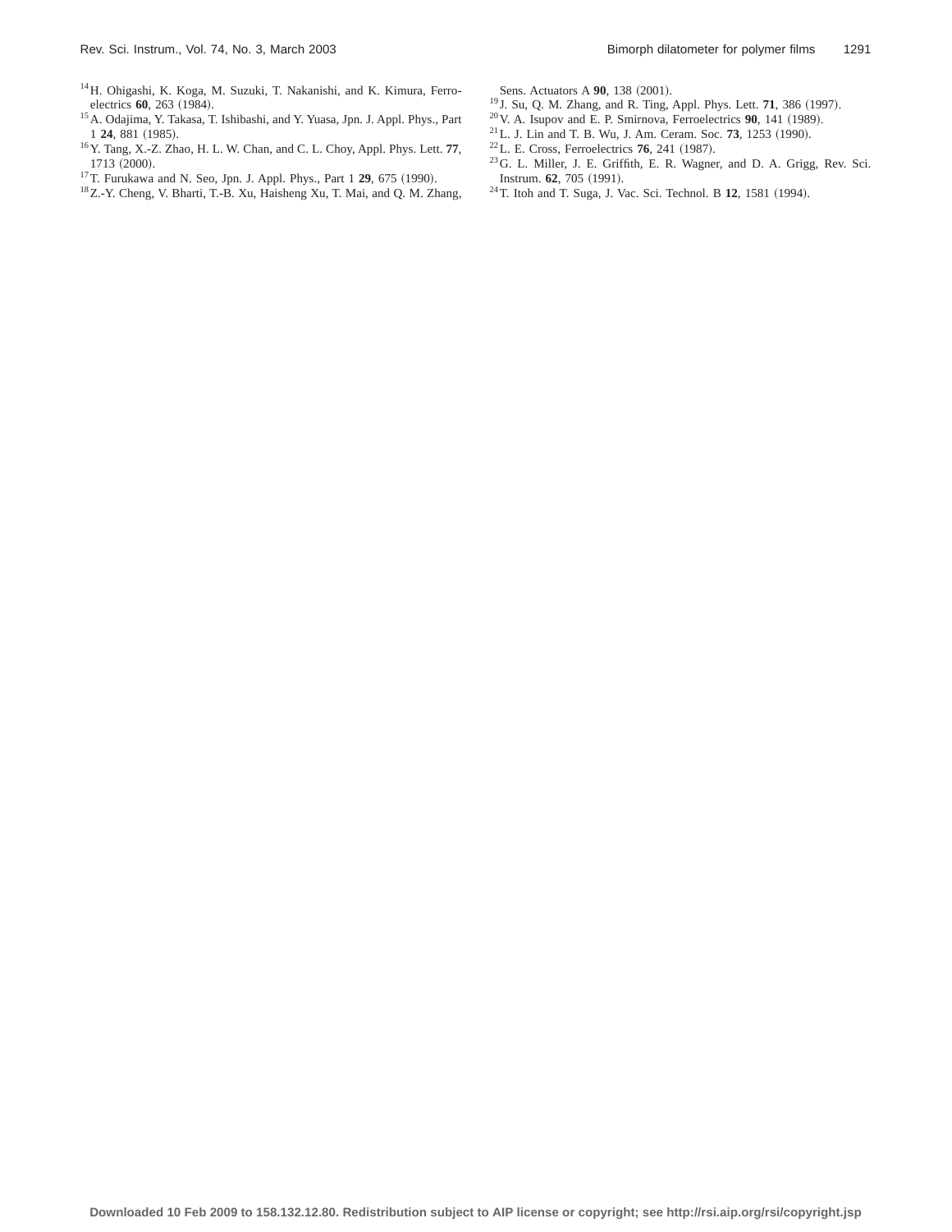[14] H. Ohigashi, K. Koga, M. Suzuki, T. Nakanishi, and K. Kimura, Ferroelectrics **60**, 263 (1984).
[15] A. Odajima, Y. Takasa, T. Ishibashi, and Y. Yuasa, Jpn. J. Appl. Phys., Part 1 **24**, 881 (1985).
[16] Y. Tang, X.-Z. Zhao, H. L. W. Chan, and C. L. Choy, Appl. Phys. Lett. **77**, 1713 (2000).
[17] T. Furukawa and N. Seo, Jpn. J. Appl. Phys., Part 1 **29**, 675 (1990).
[18] Z.-Y. Cheng, V. Bharti, T.-B. Xu, Haisheng Xu, T. Mai, and Q. M. Zhang, Sens. Actuators A **90**, 138 (2001).
[19] J. Su, Q. M. Zhang, and R. Ting, Appl. Phys. Lett. **71**, 386 (1997).
[20] V. A. Isupov and E. P. Smirnova, Ferroelectrics **90**, 141 (1989).
[21] L. J. Lin and T. B. Wu, J. Am. Ceram. Soc. **73**, 1253 (1990).
[22] L. E. Cross, Ferroelectrics **76**, 241 (1987).
[23] G. L. Miller, J. E. Griffith, E. R. Wagner, and D. A. Grigg, Rev. Sci. Instrum. **62**, 705 (1991).
[24] T. Itoh and T. Suga, J. Vac. Sci. Technol. B **12**, 1581 (1994).